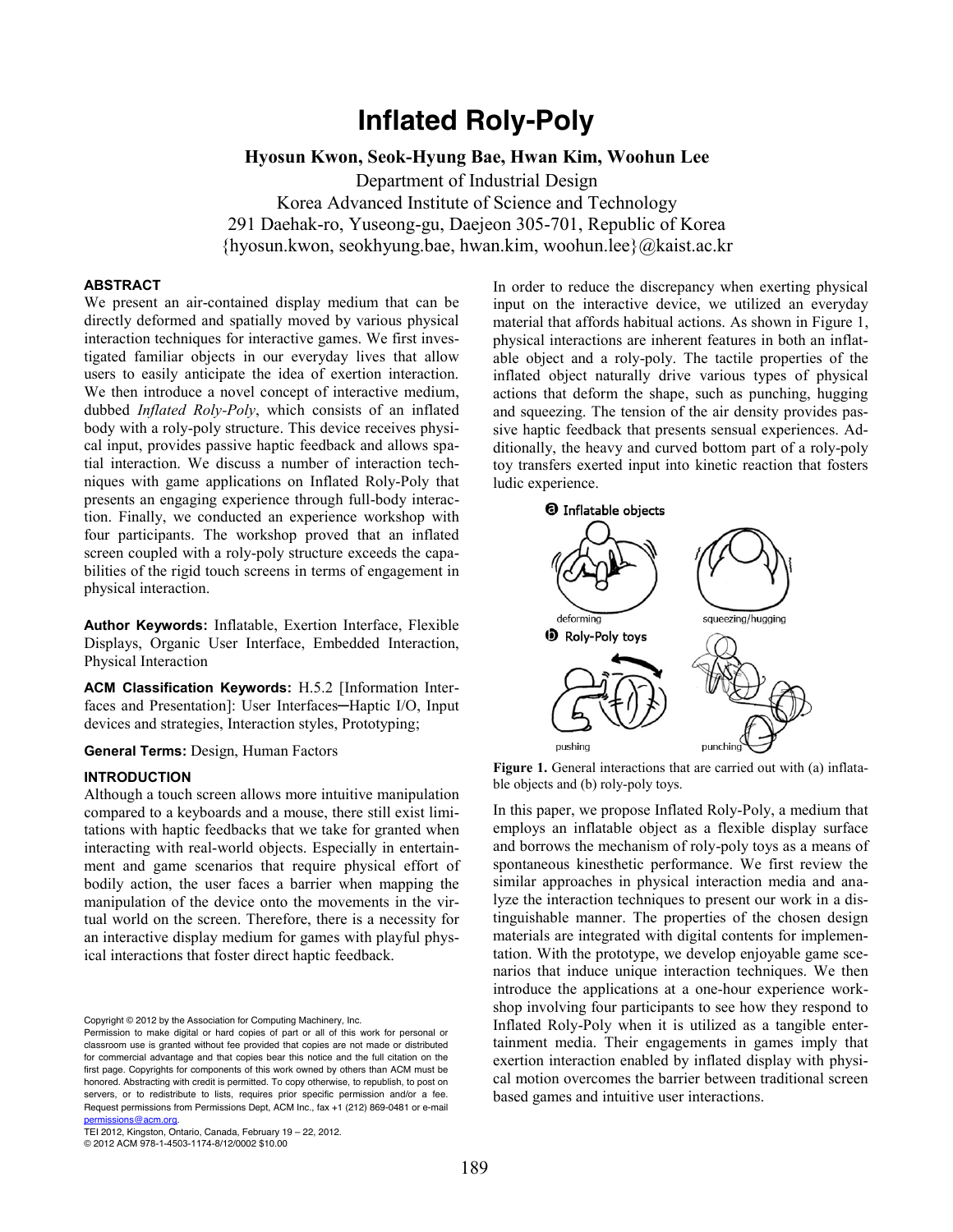# Inflated Roly-Poly

**Hyosun Kwon, Seok-Hyung Bae, Hwan Kim, Woohun Lee**

Department of Industrial Design
Korea Advanced Institute of Science and Technology
291 Daehak-ro, Yuseong-gu, Daejeon 305-701, Republic of Korea
{hyosun.kwon, seokhyung.bae, hwan.kim, woohun.lee}@kaist.ac.kr

## ABSTRACT

We present an air-contained display medium that can be directly deformed and spatially moved by various physical interaction techniques for interactive games. We first investigated familiar objects in our everyday lives that allow users to easily anticipate the idea of exertion interaction. We then introduce a novel concept of interactive medium, dubbed *Inflated Roly-Poly*, which consists of an inflated body with a roly-poly structure. This device receives physical input, provides passive haptic feedback and allows spatial interaction. We discuss a number of interaction techniques with game applications on Inflated Roly-Poly that presents an engaging experience through full-body interaction. Finally, we conducted an experience workshop with four participants. The workshop proved that an inflated screen coupled with a roly-poly structure exceeds the capabilities of the rigid touch screens in terms of engagement in physical interaction.

**Author Keywords:** Inflatable, Exertion Interface, Flexible Displays, Organic User Interface, Embedded Interaction, Physical Interaction

**ACM Classification Keywords:** H.5.2 [Information Interfaces and Presentation]: User Interfaces─Haptic I/O, Input devices and strategies, Interaction styles, Prototyping;

**General Terms:** Design, Human Factors

## INTRODUCTION

Although a touch screen allows more intuitive manipulation compared to a keyboards and a mouse, there still exist limitations with haptic feedbacks that we take for granted when interacting with real-world objects. Especially in entertainment and game scenarios that require physical effort of bodily action, the user faces a barrier when mapping the manipulation of the device onto the movements in the virtual world on the screen. Therefore, there is a necessity for an interactive display medium for games with playful physical interactions that foster direct haptic feedback.

Copyright © 2012 by the Association for Computing Machinery, Inc.
Permission to make digital or hard copies of part or all of this work for personal or classroom use is granted without fee provided that copies are not made or distributed for commercial advantage and that copies bear this notice and the full citation on the first page. Copyrights for components of this work owned by others than ACM must be honored. Abstracting with credit is permitted. To copy otherwise, to republish, to post on servers, or to redistribute to lists, requires prior specific permission and/or a fee. Request permissions from Permissions Dept, ACM Inc., fax +1 (212) 869-0481 or e-mail permissions@acm.org.
TEI 2012, Kingston, Ontario, Canada, February 19 – 22, 2012.
© 2012 ACM 978-1-4503-1174-8/12/0002 $10.00

In order to reduce the discrepancy when exerting physical input on the interactive device, we utilized an everyday material that affords habitual actions. As shown in Figure 1, physical interactions are inherent features in both an inflatable object and a roly-poly. The tactile properties of the inflated object naturally drive various types of physical actions that deform the shape, such as punching, hugging and squeezing. The tension of the air density provides passive haptic feedback that presents sensual experiences. Additionally, the heavy and curved bottom part of a roly-poly toy transfers exerted input into kinetic reaction that fosters ludic experience.

**Figure 1.** General interactions that are carried out with (a) inflatable objects and (b) roly-poly toys.

In this paper, we propose Inflated Roly-Poly, a medium that employs an inflatable object as a flexible display surface and borrows the mechanism of roly-poly toys as a means of spontaneous kinesthetic performance. We first review the similar approaches in physical interaction media and analyze the interaction techniques to present our work in a distinguishable manner. The properties of the chosen design materials are integrated with digital contents for implementation. With the prototype, we develop enjoyable game scenarios that induce unique interaction techniques. We then introduce the applications at a one-hour experience workshop involving four participants to see how they respond to Inflated Roly-Poly when it is utilized as a tangible entertainment media. Their engagements in games imply that exertion interaction enabled by inflated display with physical motion overcomes the barrier between traditional screen based games and intuitive user interactions.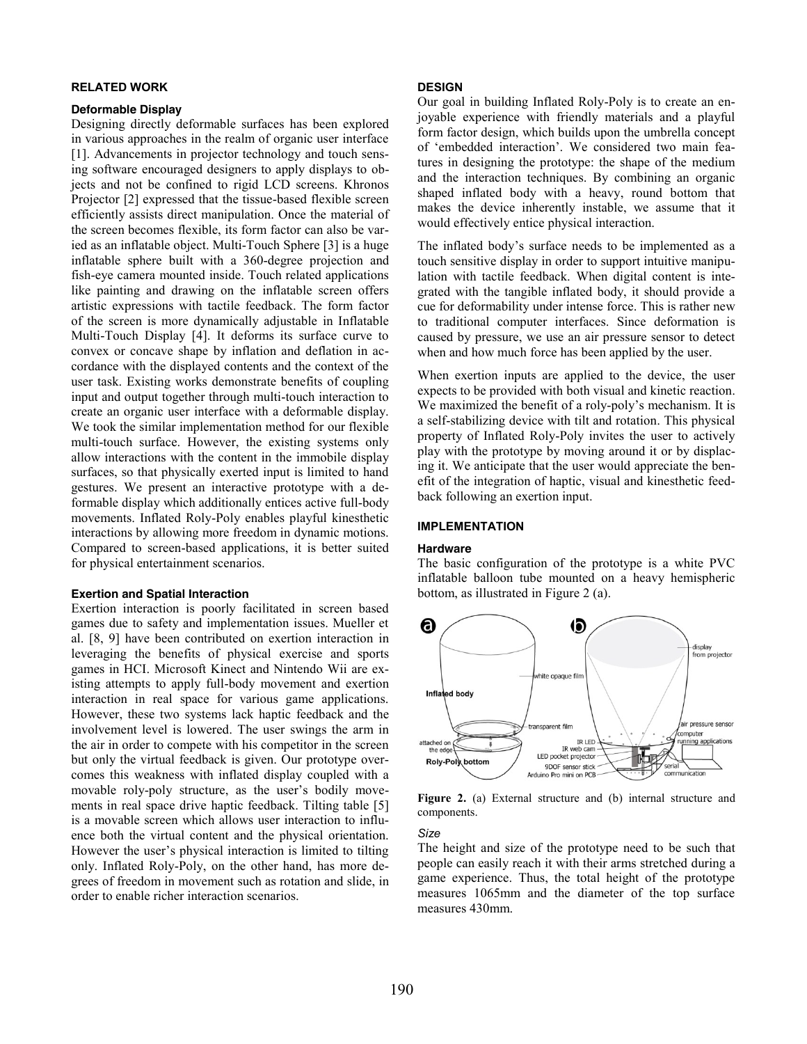## RELATED WORK

### Deformable Display

Designing directly deformable surfaces has been explored in various approaches in the realm of organic user interface [1]. Advancements in projector technology and touch sensing software encouraged designers to apply displays to objects and not be confined to rigid LCD screens. Khronos Projector [2] expressed that the tissue-based flexible screen efficiently assists direct manipulation. Once the material of the screen becomes flexible, its form factor can also be varied as an inflatable object. Multi-Touch Sphere [3] is a huge inflatable sphere built with a 360-degree projection and fish-eye camera mounted inside. Touch related applications like painting and drawing on the inflatable screen offers artistic expressions with tactile feedback. The form factor of the screen is more dynamically adjustable in Inflatable Multi-Touch Display [4]. It deforms its surface curve to convex or concave shape by inflation and deflation in accordance with the displayed contents and the context of the user task. Existing works demonstrate benefits of coupling input and output together through multi-touch interaction to create an organic user interface with a deformable display. We took the similar implementation method for our flexible multi-touch surface. However, the existing systems only allow interactions with the content in the immobile display surfaces, so that physically exerted input is limited to hand gestures. We present an interactive prototype with a deformable display which additionally entices active full-body movements. Inflated Roly-Poly enables playful kinesthetic interactions by allowing more freedom in dynamic motions. Compared to screen-based applications, it is better suited for physical entertainment scenarios.

### Exertion and Spatial Interaction

Exertion interaction is poorly facilitated in screen based games due to safety and implementation issues. Mueller et al. [8, 9] have been contributed on exertion interaction in leveraging the benefits of physical exercise and sports games in HCI. Microsoft Kinect and Nintendo Wii are existing attempts to apply full-body movement and exertion interaction in real space for various game applications. However, these two systems lack haptic feedback and the involvement level is lowered. The user swings the arm in the air in order to compete with his competitor in the screen but only the virtual feedback is given. Our prototype overcomes this weakness with inflated display coupled with a movable roly-poly structure, as the user's bodily movements in real space drive haptic feedback. Tilting table [5] is a movable screen which allows user interaction to influence both the virtual content and the physical orientation. However the user's physical interaction is limited to tilting only. Inflated Roly-Poly, on the other hand, has more degrees of freedom in movement such as rotation and slide, in order to enable richer interaction scenarios.

## DESIGN

Our goal in building Inflated Roly-Poly is to create an enjoyable experience with friendly materials and a playful form factor design, which builds upon the umbrella concept of 'embedded interaction'. We considered two main features in designing the prototype: the shape of the medium and the interaction techniques. By combining an organic shaped inflated body with a heavy, round bottom that makes the device inherently instable, we assume that it would effectively entice physical interaction.

The inflated body's surface needs to be implemented as a touch sensitive display in order to support intuitive manipulation with tactile feedback. When digital content is integrated with the tangible inflated body, it should provide a cue for deformability under intense force. This is rather new to traditional computer interfaces. Since deformation is caused by pressure, we use an air pressure sensor to detect when and how much force has been applied by the user.

When exertion inputs are applied to the device, the user expects to be provided with both visual and kinetic reaction. We maximized the benefit of a roly-poly's mechanism. It is a self-stabilizing device with tilt and rotation. This physical property of Inflated Roly-Poly invites the user to actively play with the prototype by moving around it or by displacing it. We anticipate that the user would appreciate the benefit of the integration of haptic, visual and kinesthetic feedback following an exertion input.

## IMPLEMENTATION

### Hardware

The basic configuration of the prototype is a white PVC inflatable balloon tube mounted on a heavy hemispheric bottom, as illustrated in Figure 2 (a).

**Figure 2.** (a) External structure and (b) internal structure and components.

#### *Size*

The height and size of the prototype need to be such that people can easily reach it with their arms stretched during a game experience. Thus, the total height of the prototype measures 1065mm and the diameter of the top surface measures 430mm.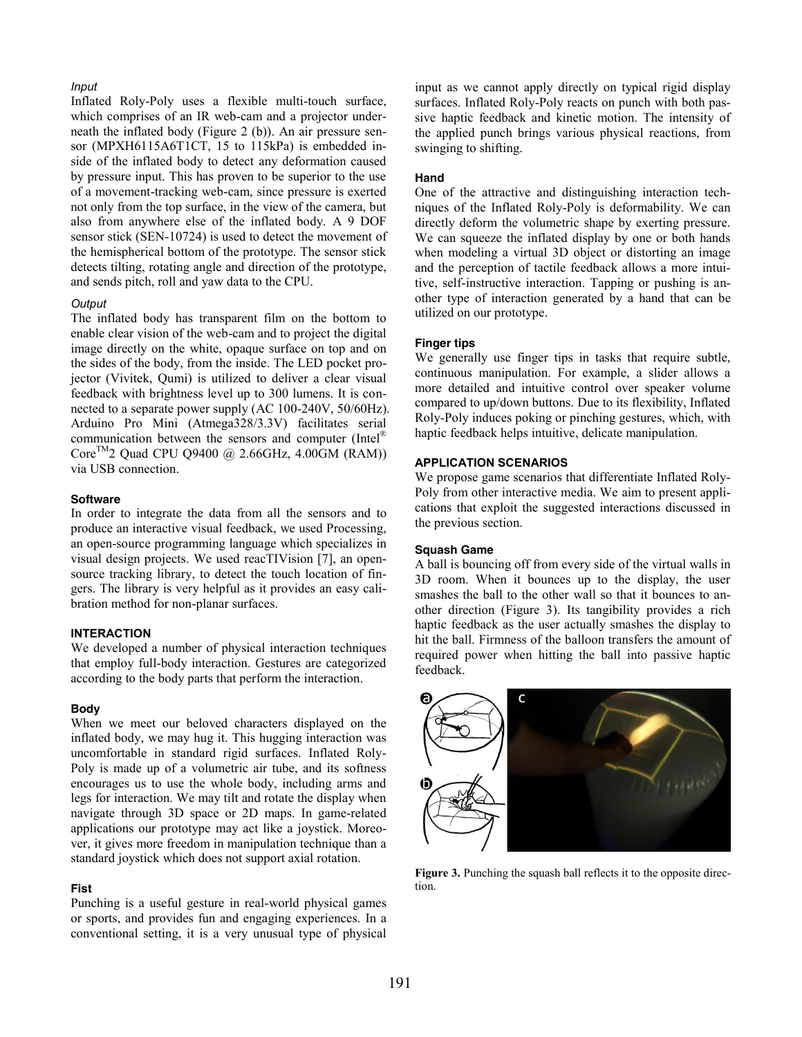*Input*

Inflated Roly-Poly uses a flexible multi-touch surface, which comprises of an IR web-cam and a projector underneath the inflated body (Figure 2 (b)). An air pressure sensor (MPXH6115A6T1CT, 15 to 115kPa) is embedded inside of the inflated body to detect any deformation caused by pressure input. This has proven to be superior to the use of a movement-tracking web-cam, since pressure is exerted not only from the top surface, in the view of the camera, but also from anywhere else of the inflated body. A 9 DOF sensor stick (SEN-10724) is used to detect the movement of the hemispherical bottom of the prototype. The sensor stick detects tilting, rotating angle and direction of the prototype, and sends pitch, roll and yaw data to the CPU.

*Output*

The inflated body has transparent film on the bottom to enable clear vision of the web-cam and to project the digital image directly on the white, opaque surface on top and on the sides of the body, from the inside. The LED pocket projector (Vivitek, Qumi) is utilized to deliver a clear visual feedback with brightness level up to 300 lumens. It is connected to a separate power supply (AC 100-240V, 50/60Hz). Arduino Pro Mini (Atmega328/3.3V) facilitates serial communication between the sensors and computer (Intel® Core™2 Quad CPU Q9400 @ 2.66GHz, 4.00GM (RAM)) via USB connection.

#### Software

In order to integrate the data from all the sensors and to produce an interactive visual feedback, we used Processing, an open-source programming language which specializes in visual design projects. We used reacTIVision [7], an open-source tracking library, to detect the touch location of fingers. The library is very helpful as it provides an easy calibration method for non-planar surfaces.

## INTERACTION

We developed a number of physical interaction techniques that employ full-body interaction. Gestures are categorized according to the body parts that perform the interaction.

#### Body

When we meet our beloved characters displayed on the inflated body, we may hug it. This hugging interaction was uncomfortable in standard rigid surfaces. Inflated Roly-Poly is made up of a volumetric air tube, and its softness encourages us to use the whole body, including arms and legs for interaction. We may tilt and rotate the display when navigate through 3D space or 2D maps. In game-related applications our prototype may act like a joystick. Moreover, it gives more freedom in manipulation technique than a standard joystick which does not support axial rotation.

#### Fist

Punching is a useful gesture in real-world physical games or sports, and provides fun and engaging experiences. In a conventional setting, it is a very unusual type of physical input as we cannot apply directly on typical rigid display surfaces. Inflated Roly-Poly reacts on punch with both passive haptic feedback and kinetic motion. The intensity of the applied punch brings various physical reactions, from swinging to shifting.

#### Hand

One of the attractive and distinguishing interaction techniques of the Inflated Roly-Poly is deformability. We can directly deform the volumetric shape by exerting pressure. We can squeeze the inflated display by one or both hands when modeling a virtual 3D object or distorting an image and the perception of tactile feedback allows a more intuitive, self-instructive interaction. Tapping or pushing is another type of interaction generated by a hand that can be utilized on our prototype.

#### Finger tips

We generally use finger tips in tasks that require subtle, continuous manipulation. For example, a slider allows a more detailed and intuitive control over speaker volume compared to up/down buttons. Due to its flexibility, Inflated Roly-Poly induces poking or pinching gestures, which, with haptic feedback helps intuitive, delicate manipulation.

## APPLICATION SCENARIOS

We propose game scenarios that differentiate Inflated Roly-Poly from other interactive media. We aim to present applications that exploit the suggested interactions discussed in the previous section.

#### Squash Game

A ball is bouncing off from every side of the virtual walls in 3D room. When it bounces up to the display, the user smashes the ball to the other wall so that it bounces to another direction (Figure 3). Its tangibility provides a rich haptic feedback as the user actually smashes the display to hit the ball. Firmness of the balloon transfers the amount of required power when hitting the ball into passive haptic feedback.

**Figure 3.** Punching the squash ball reflects it to the opposite direction.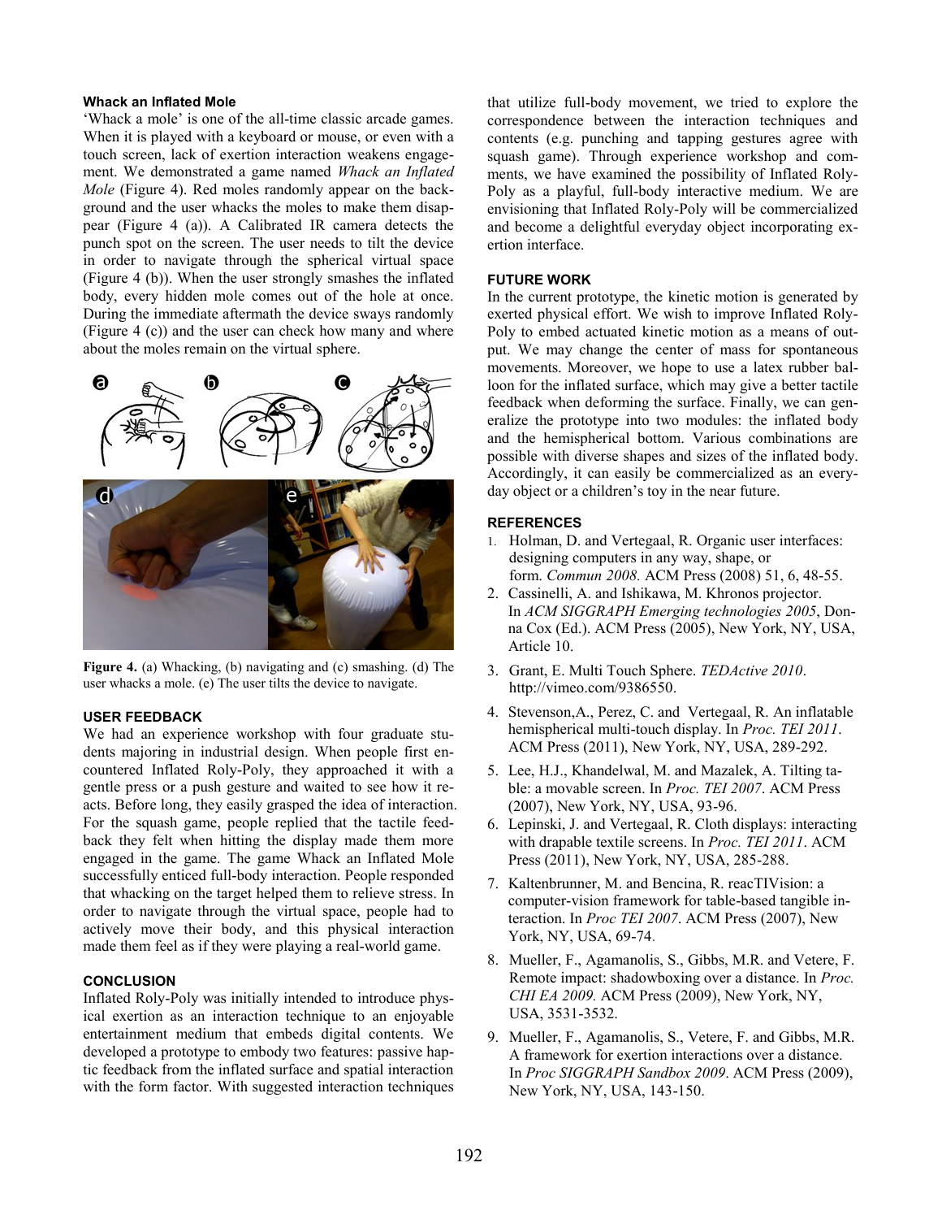### Whack an Inflated Mole

'Whack a mole' is one of the all-time classic arcade games. When it is played with a keyboard or mouse, or even with a touch screen, lack of exertion interaction weakens engagement. We demonstrated a game named *Whack an Inflated Mole* (Figure 4). Red moles randomly appear on the background and the user whacks the moles to make them disappear (Figure 4 (a)). A Calibrated IR camera detects the punch spot on the screen. The user needs to tilt the device in order to navigate through the spherical virtual space (Figure 4 (b)). When the user strongly smashes the inflated body, every hidden mole comes out of the hole at once. During the immediate aftermath the device sways randomly (Figure 4 (c)) and the user can check how many and where about the moles remain on the virtual sphere.

**Figure 4.** (a) Whacking, (b) navigating and (c) smashing. (d) The user whacks a mole. (e) The user tilts the device to navigate.

### USER FEEDBACK

We had an experience workshop with four graduate students majoring in industrial design. When people first encountered Inflated Roly-Poly, they approached it with a gentle press or a push gesture and waited to see how it reacts. Before long, they easily grasped the idea of interaction. For the squash game, people replied that the tactile feedback they felt when hitting the display made them more engaged in the game. The game Whack an Inflated Mole successfully enticed full-body interaction. People responded that whacking on the target helped them to relieve stress. In order to navigate through the virtual space, people had to actively move their body, and this physical interaction made them feel as if they were playing a real-world game.

### CONCLUSION

Inflated Roly-Poly was initially intended to introduce physical exertion as an interaction technique to an enjoyable entertainment medium that embeds digital contents. We developed a prototype to embody two features: passive haptic feedback from the inflated surface and spatial interaction with the form factor. With suggested interaction techniques that utilize full-body movement, we tried to explore the correspondence between the interaction techniques and contents (e.g. punching and tapping gestures agree with squash game). Through experience workshop and comments, we have examined the possibility of Inflated Roly-Poly as a playful, full-body interactive medium. We are envisioning that Inflated Roly-Poly will be commercialized and become a delightful everyday object incorporating exertion interface.

### FUTURE WORK

In the current prototype, the kinetic motion is generated by exerted physical effort. We wish to improve Inflated Roly-Poly to embed actuated kinetic motion as a means of output. We may change the center of mass for spontaneous movements. Moreover, we hope to use a latex rubber balloon for the inflated surface, which may give a better tactile feedback when deforming the surface. Finally, we can generalize the prototype into two modules: the inflated body and the hemispherical bottom. Various combinations are possible with diverse shapes and sizes of the inflated body. Accordingly, it can easily be commercialized as an everyday object or a children's toy in the near future.

### REFERENCES

1. Holman, D. and Vertegaal, R. Organic user interfaces: designing computers in any way, shape, or form. *Commun 2008.* ACM Press (2008) 51, 6, 48-55.
2. Cassinelli, A. and Ishikawa, M. Khronos projector. In *ACM SIGGRAPH Emerging technologies 2005*, Donna Cox (Ed.). ACM Press (2005), New York, NY, USA, Article 10.
3. Grant, E. Multi Touch Sphere. *TEDActive 2010*. http://vimeo.com/9386550.
4. Stevenson,A., Perez, C. and Vertegaal, R. An inflatable hemispherical multi-touch display. In *Proc. TEI 2011*. ACM Press (2011), New York, NY, USA, 289-292.
5. Lee, H.J., Khandelwal, M. and Mazalek, A. Tilting table: a movable screen. In *Proc. TEI 2007*. ACM Press (2007), New York, NY, USA, 93-96.
6. Lepinski, J. and Vertegaal, R. Cloth displays: interacting with drapable textile screens. In *Proc. TEI 2011*. ACM Press (2011), New York, NY, USA, 285-288.
7. Kaltenbrunner, M. and Bencina, R. reacTIVision: a computer-vision framework for table-based tangible interaction. In *Proc TEI 2007*. ACM Press (2007), New York, NY, USA, 69-74.
8. Mueller, F., Agamanolis, S., Gibbs, M.R. and Vetere, F. Remote impact: shadowboxing over a distance. In *Proc. CHI EA 2009.* ACM Press (2009), New York, NY, USA, 3531-3532.
9. Mueller, F., Agamanolis, S., Vetere, F. and Gibbs, M.R. A framework for exertion interactions over a distance. In *Proc SIGGRAPH Sandbox 2009*. ACM Press (2009), New York, NY, USA, 143-150.